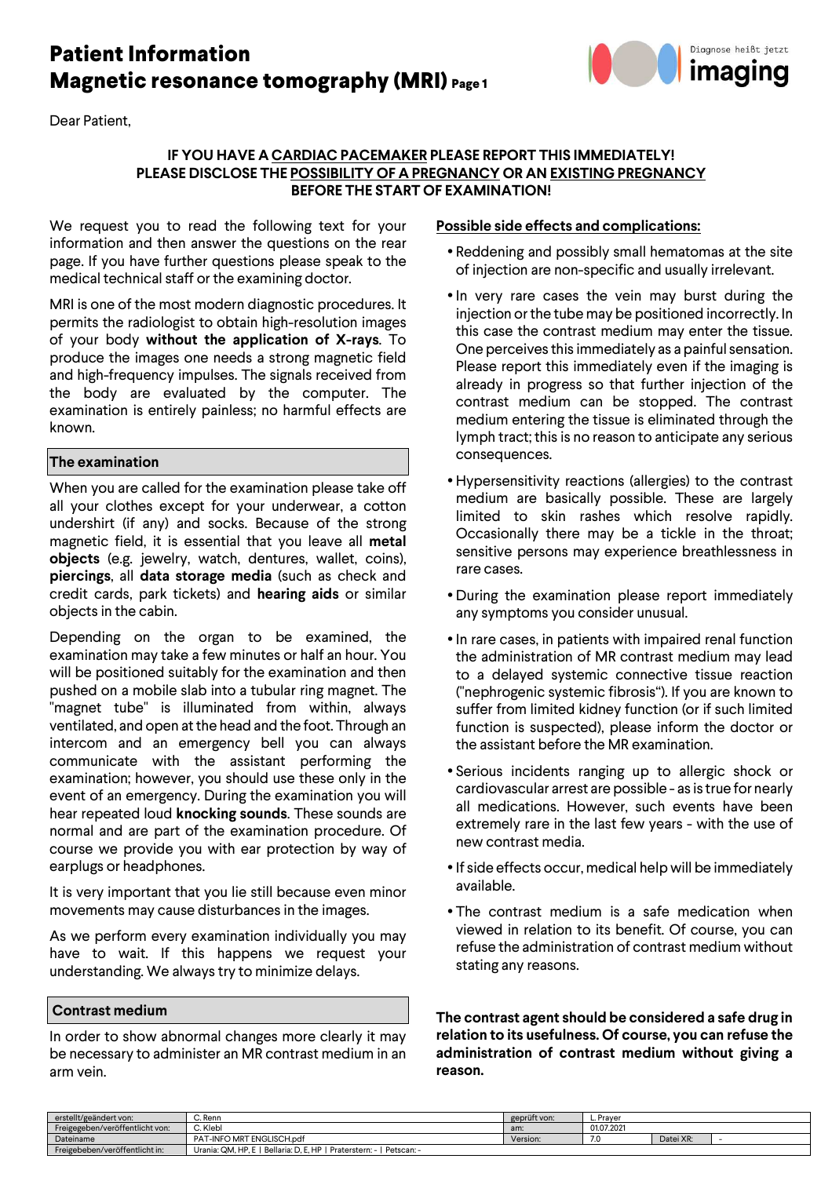# Patient Information
# Magnetic resonance tomography (MRI) Page 1

Dear Patient,

**IF YOU HAVE A CARDIAC PACEMAKER PLEASE REPORT THIS IMMEDIATELY!**
**PLEASE DISCLOSE THE POSSIBILITY OF A PREGNANCY OR AN EXISTING PREGNANCY BEFORE THE START OF EXAMINATION!**

We request you to read the following text for your information and then answer the questions on the rear page. If you have further questions please speak to the medical technical staff or the examining doctor.

MRI is one of the most modern diagnostic procedures. It permits the radiologist to obtain high-resolution images of your body **without the application of X-rays**. To produce the images one needs a strong magnetic field and high-frequency impulses. The signals received from the body are evaluated by the computer. The examination is entirely painless; no harmful effects are known.

## The examination

When you are called for the examination please take off all your clothes except for your underwear, a cotton undershirt (if any) and socks. Because of the strong magnetic field, it is essential that you leave all **metal objects** (e.g. jewelry, watch, dentures, wallet, coins), **piercings**, all **data storage media** (such as check and credit cards, park tickets) and **hearing aids** or similar objects in the cabin.

Depending on the organ to be examined, the examination may take a few minutes or half an hour. You will be positioned suitably for the examination and then pushed on a mobile slab into a tubular ring magnet. The "magnet tube" is illuminated from within, always ventilated, and open at the head and the foot. Through an intercom and an emergency bell you can always communicate with the assistant performing the examination; however, you should use these only in the event of an emergency. During the examination you will hear repeated loud **knocking sounds**. These sounds are normal and are part of the examination procedure. Of course we provide you with ear protection by way of earplugs or headphones.

It is very important that you lie still because even minor movements may cause disturbances in the images.

As we perform every examination individually you may have to wait. If this happens we request your understanding. We always try to minimize delays.

## Contrast medium

In order to show abnormal changes more clearly it may be necessary to administer an MR contrast medium in an arm vein.

## Possible side effects and complications:

- Reddening and possibly small hematomas at the site of injection are non-specific and usually irrelevant.
- In very rare cases the vein may burst during the injection or the tube may be positioned incorrectly. In this case the contrast medium may enter the tissue. One perceives this immediately as a painful sensation. Please report this immediately even if the imaging is already in progress so that further injection of the contrast medium can be stopped. The contrast medium entering the tissue is eliminated through the lymph tract; this is no reason to anticipate any serious consequences.
- Hypersensitivity reactions (allergies) to the contrast medium are basically possible. These are largely limited to skin rashes which resolve rapidly. Occasionally there may be a tickle in the throat; sensitive persons may experience breathlessness in rare cases.
- During the examination please report immediately any symptoms you consider unusual.
- In rare cases, in patients with impaired renal function the administration of MR contrast medium may lead to a delayed systemic connective tissue reaction ("nephrogenic systemic fibrosis"). If you are known to suffer from limited kidney function (or if such limited function is suspected), please inform the doctor or the assistant before the MR examination.
- Serious incidents ranging up to allergic shock or cardiovascular arrest are possible - as is true for nearly all medications. However, such events have been extremely rare in the last few years - with the use of new contrast media.
- If side effects occur, medical help will be immediately available.
- The contrast medium is a safe medication when viewed in relation to its benefit. Of course, you can refuse the administration of contrast medium without stating any reasons.

**The contrast agent should be considered a safe drug in relation to its usefulness. Of course, you can refuse the administration of contrast medium without giving a reason.**

| erstellt/geändert von: | C. Renn | geprüft von: | L. Prayer | | |
|---|---|---|---|---|---|
| Freigegeben/veröffentlicht von: | C. Klebl | am: | 01.07.2021 | | |
| Dateiname | PAT-INFO MRT ENGLISCH.pdf | Version: | 7.0 | Datei XR: | - |
| Freigegeben/veröffentlicht in: | Urania: QM, HP, E \| Bellaria: D, E, HP \| Praterstern: - \| Petscan: - | | | | |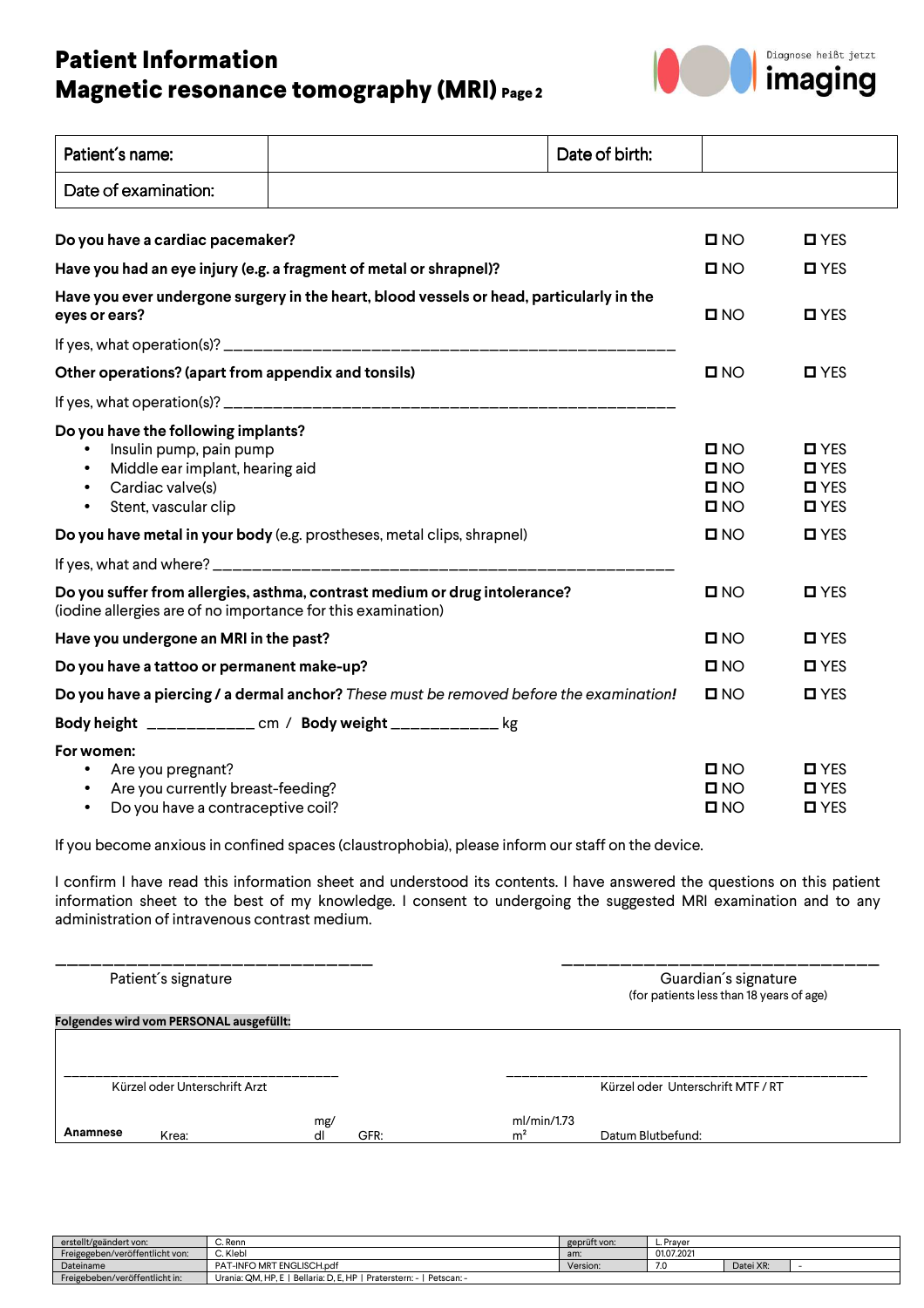# Patient Information
# Magnetic resonance tomography (MRI) Page 2

Diagnose heißt jetzt imaging

| | | | |
|---|---|---|---|
| Patient´s name: | | Date of birth: | |
| Date of examination: | | | |

**Do you have a cardiac pacemaker?** ☐ NO ☐ YES

**Have you had an eye injury (e.g. a fragment of metal or shrapnel)?** ☐ NO ☐ YES

**Have you ever undergone surgery in the heart, blood vessels or head, particularly in the eyes or ears?** ☐ NO ☐ YES

If yes, what operation(s)? ___________________________________________________

**Other operations? (apart from appendix and tonsils)** ☐ NO ☐ YES

If yes, what operation(s)? ___________________________________________________

**Do you have the following implants?**

- Insulin pump, pain pump ☐ NO ☐ YES
- Middle ear implant, hearing aid ☐ NO ☐ YES
- Cardiac valve(s) ☐ NO ☐ YES
- Stent, vascular clip ☐ NO ☐ YES

**Do you have metal in your body** (e.g. prostheses, metal clips, shrapnel) ☐ NO ☐ YES

If yes, what and where? ___________________________________________________

**Do you suffer from allergies, asthma, contrast medium or drug intolerance?** (iodine allergies are of no importance for this examination) ☐ NO ☐ YES

**Have you undergone an MRI in the past?** ☐ NO ☐ YES

**Do you have a tattoo or permanent make-up?** ☐ NO ☐ YES

**Do you have a piercing / a dermal anchor?** *These must be removed before the examination!* ☐ NO ☐ YES

**Body height** ____________ cm / **Body weight** ____________ kg

**For women:**

- Are you pregnant? ☐ NO ☐ YES
- Are you currently breast-feeding? ☐ NO ☐ YES
- Do you have a contraceptive coil? ☐ NO ☐ YES

If you become anxious in confined spaces (claustrophobia), please inform our staff on the device.

I confirm I have read this information sheet and understood its contents. I have answered the questions on this patient information sheet to the best of my knowledge. I consent to undergoing the suggested MRI examination and to any administration of intravenous contrast medium.

_______________________________ Patient´s signature

_______________________________ Guardian´s signature (for patients less than 18 years of age)

**Folgendes wird vom PERSONAL ausgefüllt:**

_______________________________ Kürzel oder Unterschrift Arzt

_______________________________ Kürzel oder Unterschrift MTF / RT

**Anamnese** Krea: mg/dl GFR: ml/min/1.73 m² Datum Blutbefund:

| | | | | | |
|---|---|---|---|---|---|
| erstellt/geändert von: | C. Renn | geprüft von: | L. Prayer | | |
| Freigegeben/veröffentlicht von: | C. Klebl | am: | 01.07.2021 | | |
| Dateiname | PAT-INFO MRT ENGLISCH.pdf | Version: | 7.0 | Datei XR: | - |
| Freigegeben/veröffentlicht in: | Urania: QM, HP, E \| Bellaria: D, E, HP \| Praterstern: - \| Petscan: - | | | | |